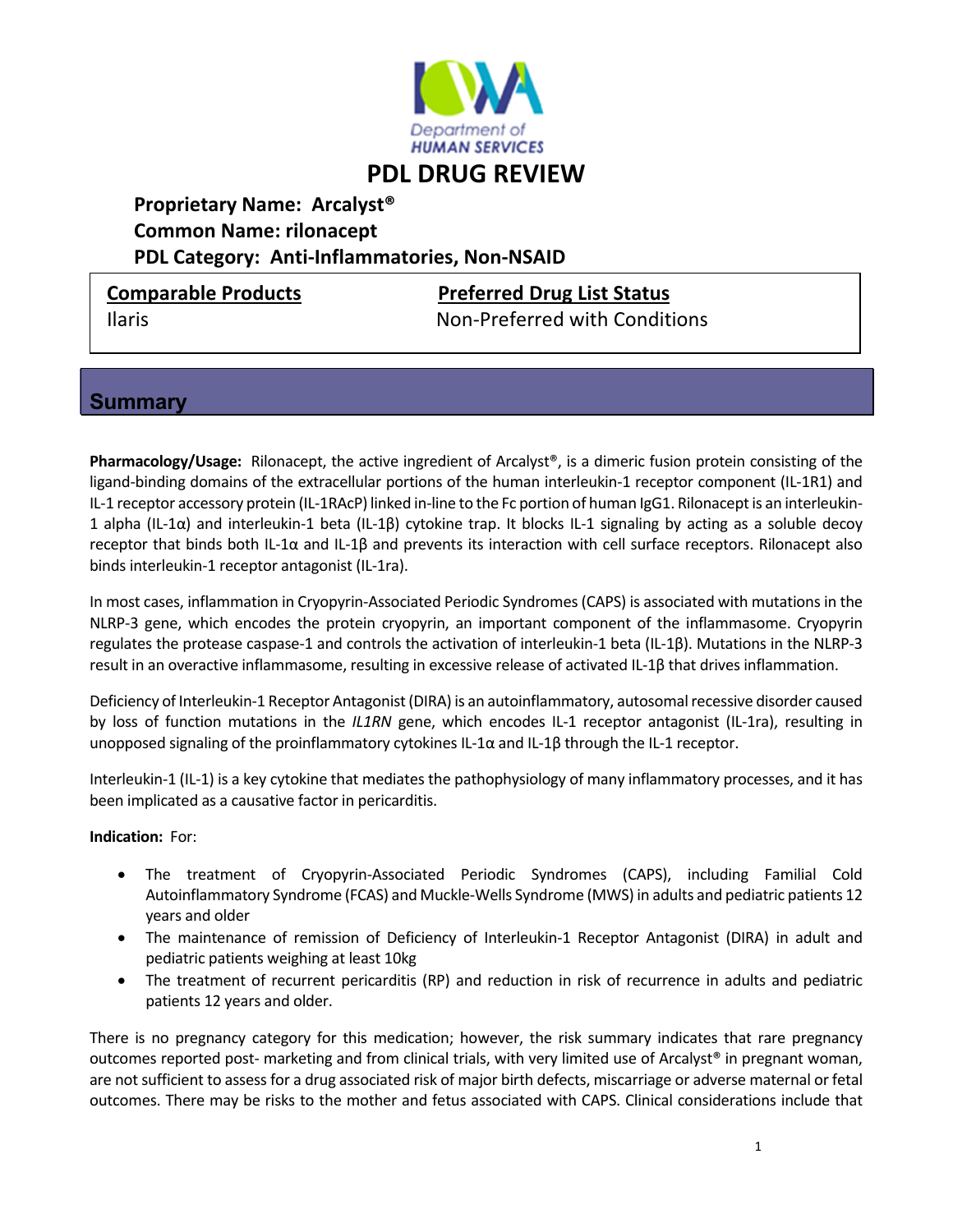Department of
HUMAN SERVICES

# PDL DRUG REVIEW

**Proprietary Name: Arcalyst®**
**Common Name: rilonacept**
**PDL Category: Anti-Inflammatories, Non-NSAID**

| Comparable Products | Preferred Drug List Status |
|---|---|
| Ilaris | Non-Preferred with Conditions |

## Summary

**Pharmacology/Usage:** Rilonacept, the active ingredient of Arcalyst®, is a dimeric fusion protein consisting of the ligand-binding domains of the extracellular portions of the human interleukin-1 receptor component (IL-1R1) and IL-1 receptor accessory protein (IL-1RAcP) linked in-line to the Fc portion of human IgG1. Rilonacept is an interleukin-1 alpha (IL-1α) and interleukin-1 beta (IL-1β) cytokine trap. It blocks IL-1 signaling by acting as a soluble decoy receptor that binds both IL-1α and IL-1β and prevents its interaction with cell surface receptors. Rilonacept also binds interleukin-1 receptor antagonist (IL-1ra).

In most cases, inflammation in Cryopyrin-Associated Periodic Syndromes (CAPS) is associated with mutations in the NLRP-3 gene, which encodes the protein cryopyrin, an important component of the inflammasome. Cryopyrin regulates the protease caspase-1 and controls the activation of interleukin-1 beta (IL-1β). Mutations in the NLRP-3 result in an overactive inflammasome, resulting in excessive release of activated IL-1β that drives inflammation.

Deficiency of Interleukin-1 Receptor Antagonist (DIRA) is an autoinflammatory, autosomal recessive disorder caused by loss of function mutations in the *IL1RN* gene, which encodes IL-1 receptor antagonist (IL-1ra), resulting in unopposed signaling of the proinflammatory cytokines IL-1α and IL-1β through the IL-1 receptor.

Interleukin-1 (IL-1) is a key cytokine that mediates the pathophysiology of many inflammatory processes, and it has been implicated as a causative factor in pericarditis.

**Indication:** For:

- The treatment of Cryopyrin-Associated Periodic Syndromes (CAPS), including Familial Cold Autoinflammatory Syndrome (FCAS) and Muckle-Wells Syndrome (MWS) in adults and pediatric patients 12 years and older
- The maintenance of remission of Deficiency of Interleukin-1 Receptor Antagonist (DIRA) in adult and pediatric patients weighing at least 10kg
- The treatment of recurrent pericarditis (RP) and reduction in risk of recurrence in adults and pediatric patients 12 years and older.

There is no pregnancy category for this medication; however, the risk summary indicates that rare pregnancy outcomes reported post- marketing and from clinical trials, with very limited use of Arcalyst® in pregnant woman, are not sufficient to assess for a drug associated risk of major birth defects, miscarriage or adverse maternal or fetal outcomes. There may be risks to the mother and fetus associated with CAPS. Clinical considerations include that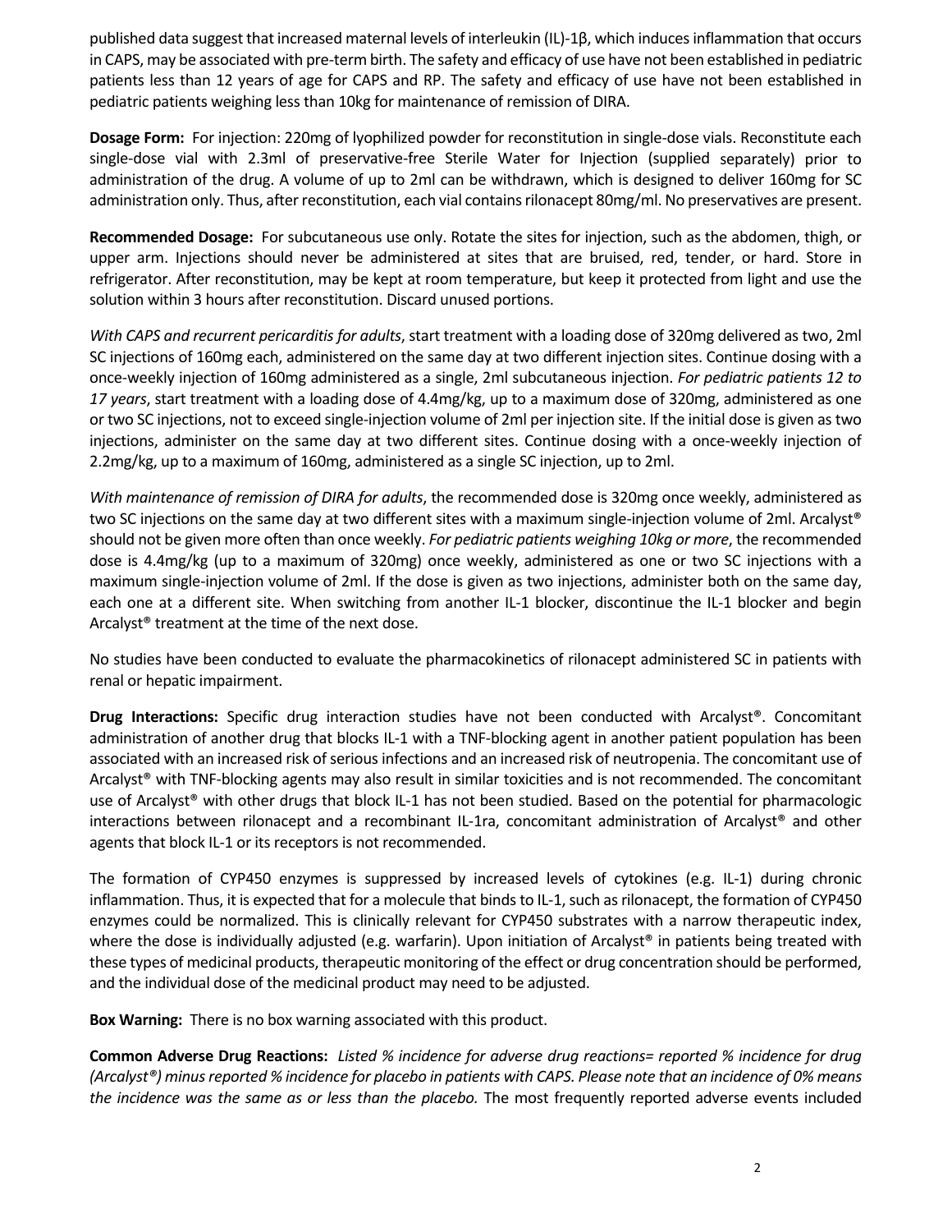published data suggest that increased maternal levels of interleukin (IL)-1β, which induces inflammation that occurs in CAPS, may be associated with pre-term birth. The safety and efficacy of use have not been established in pediatric patients less than 12 years of age for CAPS and RP. The safety and efficacy of use have not been established in pediatric patients weighing less than 10kg for maintenance of remission of DIRA.

**Dosage Form:** For injection: 220mg of lyophilized powder for reconstitution in single-dose vials. Reconstitute each single-dose vial with 2.3ml of preservative-free Sterile Water for Injection (supplied separately) prior to administration of the drug. A volume of up to 2ml can be withdrawn, which is designed to deliver 160mg for SC administration only. Thus, after reconstitution, each vial contains rilonacept 80mg/ml. No preservatives are present.

**Recommended Dosage:** For subcutaneous use only. Rotate the sites for injection, such as the abdomen, thigh, or upper arm. Injections should never be administered at sites that are bruised, red, tender, or hard. Store in refrigerator. After reconstitution, may be kept at room temperature, but keep it protected from light and use the solution within 3 hours after reconstitution. Discard unused portions.

*With CAPS and recurrent pericarditis for adults*, start treatment with a loading dose of 320mg delivered as two, 2ml SC injections of 160mg each, administered on the same day at two different injection sites. Continue dosing with a once-weekly injection of 160mg administered as a single, 2ml subcutaneous injection. *For pediatric patients 12 to 17 years*, start treatment with a loading dose of 4.4mg/kg, up to a maximum dose of 320mg, administered as one or two SC injections, not to exceed single-injection volume of 2ml per injection site. If the initial dose is given as two injections, administer on the same day at two different sites. Continue dosing with a once-weekly injection of 2.2mg/kg, up to a maximum of 160mg, administered as a single SC injection, up to 2ml.

*With maintenance of remission of DIRA for adults*, the recommended dose is 320mg once weekly, administered as two SC injections on the same day at two different sites with a maximum single-injection volume of 2ml. Arcalyst® should not be given more often than once weekly. *For pediatric patients weighing 10kg or more*, the recommended dose is 4.4mg/kg (up to a maximum of 320mg) once weekly, administered as one or two SC injections with a maximum single-injection volume of 2ml. If the dose is given as two injections, administer both on the same day, each one at a different site. When switching from another IL-1 blocker, discontinue the IL-1 blocker and begin Arcalyst® treatment at the time of the next dose.

No studies have been conducted to evaluate the pharmacokinetics of rilonacept administered SC in patients with renal or hepatic impairment.

**Drug Interactions:** Specific drug interaction studies have not been conducted with Arcalyst®. Concomitant administration of another drug that blocks IL-1 with a TNF-blocking agent in another patient population has been associated with an increased risk of serious infections and an increased risk of neutropenia. The concomitant use of Arcalyst® with TNF-blocking agents may also result in similar toxicities and is not recommended. The concomitant use of Arcalyst® with other drugs that block IL-1 has not been studied. Based on the potential for pharmacologic interactions between rilonacept and a recombinant IL-1ra, concomitant administration of Arcalyst® and other agents that block IL-1 or its receptors is not recommended.

The formation of CYP450 enzymes is suppressed by increased levels of cytokines (e.g. IL-1) during chronic inflammation. Thus, it is expected that for a molecule that binds to IL-1, such as rilonacept, the formation of CYP450 enzymes could be normalized. This is clinically relevant for CYP450 substrates with a narrow therapeutic index, where the dose is individually adjusted (e.g. warfarin). Upon initiation of Arcalyst® in patients being treated with these types of medicinal products, therapeutic monitoring of the effect or drug concentration should be performed, and the individual dose of the medicinal product may need to be adjusted.

**Box Warning:** There is no box warning associated with this product.

**Common Adverse Drug Reactions:** *Listed % incidence for adverse drug reactions= reported % incidence for drug (Arcalyst®) minus reported % incidence for placebo in patients with CAPS. Please note that an incidence of 0% means the incidence was the same as or less than the placebo.* The most frequently reported adverse events included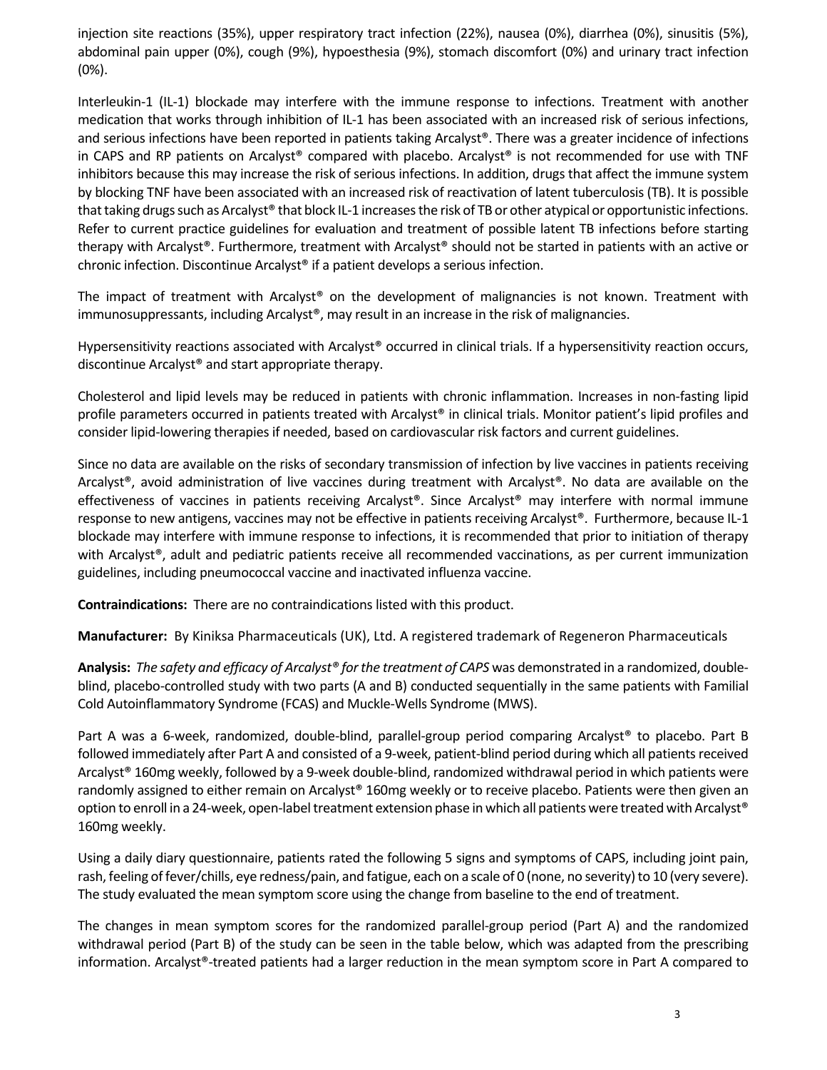injection site reactions (35%), upper respiratory tract infection (22%), nausea (0%), diarrhea (0%), sinusitis (5%), abdominal pain upper (0%), cough (9%), hypoesthesia (9%), stomach discomfort (0%) and urinary tract infection (0%).

Interleukin-1 (IL-1) blockade may interfere with the immune response to infections. Treatment with another medication that works through inhibition of IL-1 has been associated with an increased risk of serious infections, and serious infections have been reported in patients taking Arcalyst®. There was a greater incidence of infections in CAPS and RP patients on Arcalyst® compared with placebo. Arcalyst® is not recommended for use with TNF inhibitors because this may increase the risk of serious infections. In addition, drugs that affect the immune system by blocking TNF have been associated with an increased risk of reactivation of latent tuberculosis (TB). It is possible that taking drugs such as Arcalyst® that block IL-1 increases the risk of TB or other atypical or opportunistic infections. Refer to current practice guidelines for evaluation and treatment of possible latent TB infections before starting therapy with Arcalyst®. Furthermore, treatment with Arcalyst® should not be started in patients with an active or chronic infection. Discontinue Arcalyst® if a patient develops a serious infection.

The impact of treatment with Arcalyst® on the development of malignancies is not known. Treatment with immunosuppressants, including Arcalyst®, may result in an increase in the risk of malignancies.

Hypersensitivity reactions associated with Arcalyst® occurred in clinical trials. If a hypersensitivity reaction occurs, discontinue Arcalyst® and start appropriate therapy.

Cholesterol and lipid levels may be reduced in patients with chronic inflammation. Increases in non-fasting lipid profile parameters occurred in patients treated with Arcalyst® in clinical trials. Monitor patient's lipid profiles and consider lipid-lowering therapies if needed, based on cardiovascular risk factors and current guidelines.

Since no data are available on the risks of secondary transmission of infection by live vaccines in patients receiving Arcalyst®, avoid administration of live vaccines during treatment with Arcalyst®. No data are available on the effectiveness of vaccines in patients receiving Arcalyst®. Since Arcalyst® may interfere with normal immune response to new antigens, vaccines may not be effective in patients receiving Arcalyst®. Furthermore, because IL-1 blockade may interfere with immune response to infections, it is recommended that prior to initiation of therapy with Arcalyst®, adult and pediatric patients receive all recommended vaccinations, as per current immunization guidelines, including pneumococcal vaccine and inactivated influenza vaccine.

**Contraindications:** There are no contraindications listed with this product.

**Manufacturer:** By Kiniksa Pharmaceuticals (UK), Ltd. A registered trademark of Regeneron Pharmaceuticals

**Analysis:** *The safety and efficacy of Arcalyst® for the treatment of CAPS* was demonstrated in a randomized, double-blind, placebo-controlled study with two parts (A and B) conducted sequentially in the same patients with Familial Cold Autoinflammatory Syndrome (FCAS) and Muckle-Wells Syndrome (MWS).

Part A was a 6-week, randomized, double-blind, parallel-group period comparing Arcalyst® to placebo. Part B followed immediately after Part A and consisted of a 9-week, patient-blind period during which all patients received Arcalyst® 160mg weekly, followed by a 9-week double-blind, randomized withdrawal period in which patients were randomly assigned to either remain on Arcalyst® 160mg weekly or to receive placebo. Patients were then given an option to enroll in a 24-week, open-label treatment extension phase in which all patients were treated with Arcalyst® 160mg weekly.

Using a daily diary questionnaire, patients rated the following 5 signs and symptoms of CAPS, including joint pain, rash, feeling of fever/chills, eye redness/pain, and fatigue, each on a scale of 0 (none, no severity) to 10 (very severe). The study evaluated the mean symptom score using the change from baseline to the end of treatment.

The changes in mean symptom scores for the randomized parallel-group period (Part A) and the randomized withdrawal period (Part B) of the study can be seen in the table below, which was adapted from the prescribing information. Arcalyst®-treated patients had a larger reduction in the mean symptom score in Part A compared to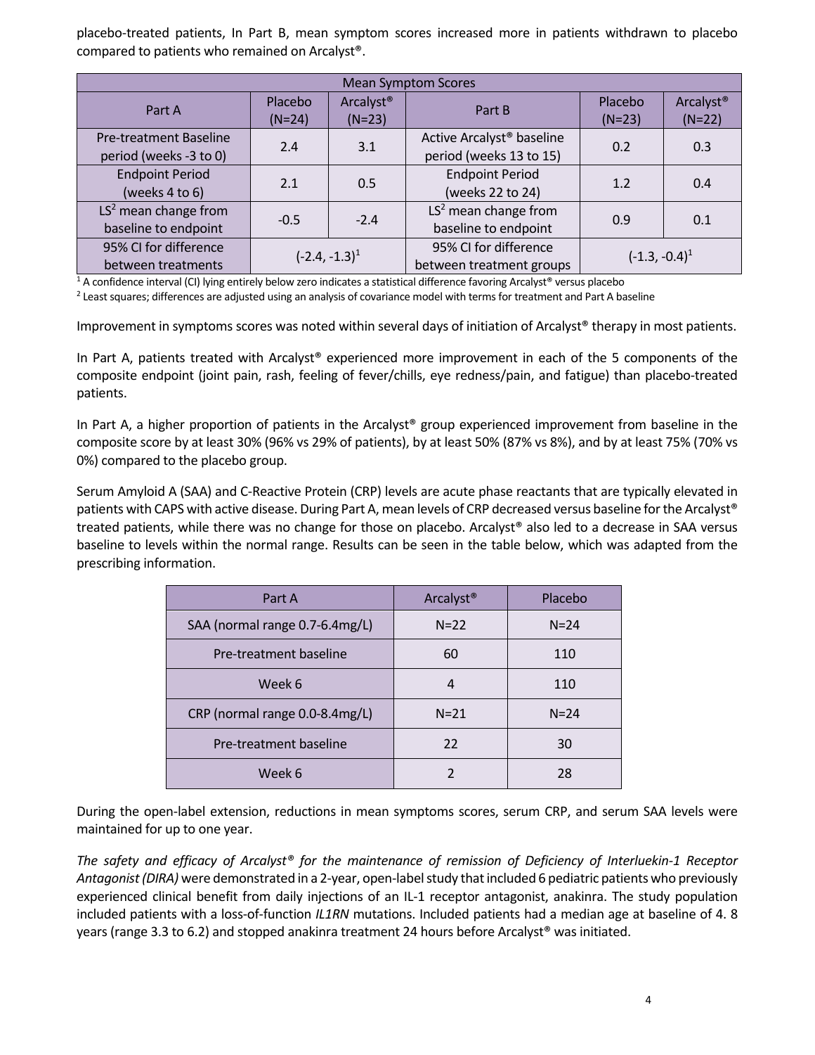placebo-treated patients, In Part B, mean symptom scores increased more in patients withdrawn to placebo compared to patients who remained on Arcalyst®.

| Mean Symptom Scores | | | | | |
|---|---|---|---|---|---|
| Part A | Placebo (N=24) | Arcalyst® (N=23) | Part B | Placebo (N=23) | Arcalyst® (N=22) |
| Pre-treatment Baseline period (weeks -3 to 0) | 2.4 | 3.1 | Active Arcalyst® baseline period (weeks 13 to 15) | 0.2 | 0.3 |
| Endpoint Period (weeks 4 to 6) | 2.1 | 0.5 | Endpoint Period (weeks 22 to 24) | 1.2 | 0.4 |
| LS[2] mean change from baseline to endpoint | -0.5 | -2.4 | LS[2] mean change from baseline to endpoint | 0.9 | 0.1 |
| 95% CI for difference between treatments | (-2.4, -1.3)[1] | | 95% CI for difference between treatment groups | (-1.3, -0.4)[1] | |

[1] A confidence interval (CI) lying entirely below zero indicates a statistical difference favoring Arcalyst® versus placebo
[2] Least squares; differences are adjusted using an analysis of covariance model with terms for treatment and Part A baseline

Improvement in symptoms scores was noted within several days of initiation of Arcalyst® therapy in most patients.

In Part A, patients treated with Arcalyst® experienced more improvement in each of the 5 components of the composite endpoint (joint pain, rash, feeling of fever/chills, eye redness/pain, and fatigue) than placebo-treated patients.

In Part A, a higher proportion of patients in the Arcalyst® group experienced improvement from baseline in the composite score by at least 30% (96% vs 29% of patients), by at least 50% (87% vs 8%), and by at least 75% (70% vs 0%) compared to the placebo group.

Serum Amyloid A (SAA) and C-Reactive Protein (CRP) levels are acute phase reactants that are typically elevated in patients with CAPS with active disease. During Part A, mean levels of CRP decreased versus baseline for the Arcalyst® treated patients, while there was no change for those on placebo. Arcalyst® also led to a decrease in SAA versus baseline to levels within the normal range. Results can be seen in the table below, which was adapted from the prescribing information.

| Part A | Arcalyst® | Placebo |
|---|---|---|
| SAA (normal range 0.7-6.4mg/L) | N=22 | N=24 |
| Pre-treatment baseline | 60 | 110 |
| Week 6 | 4 | 110 |
| CRP (normal range 0.0-8.4mg/L) | N=21 | N=24 |
| Pre-treatment baseline | 22 | 30 |
| Week 6 | 2 | 28 |

During the open-label extension, reductions in mean symptoms scores, serum CRP, and serum SAA levels were maintained for up to one year.

*The safety and efficacy of Arcalyst® for the maintenance of remission of Deficiency of Interluekin-1 Receptor Antagonist (DIRA)* were demonstrated in a 2-year, open-label study that included 6 pediatric patients who previously experienced clinical benefit from daily injections of an IL-1 receptor antagonist, anakinra. The study population included patients with a loss-of-function *IL1RN* mutations. Included patients had a median age at baseline of 4. 8 years (range 3.3 to 6.2) and stopped anakinra treatment 24 hours before Arcalyst® was initiated.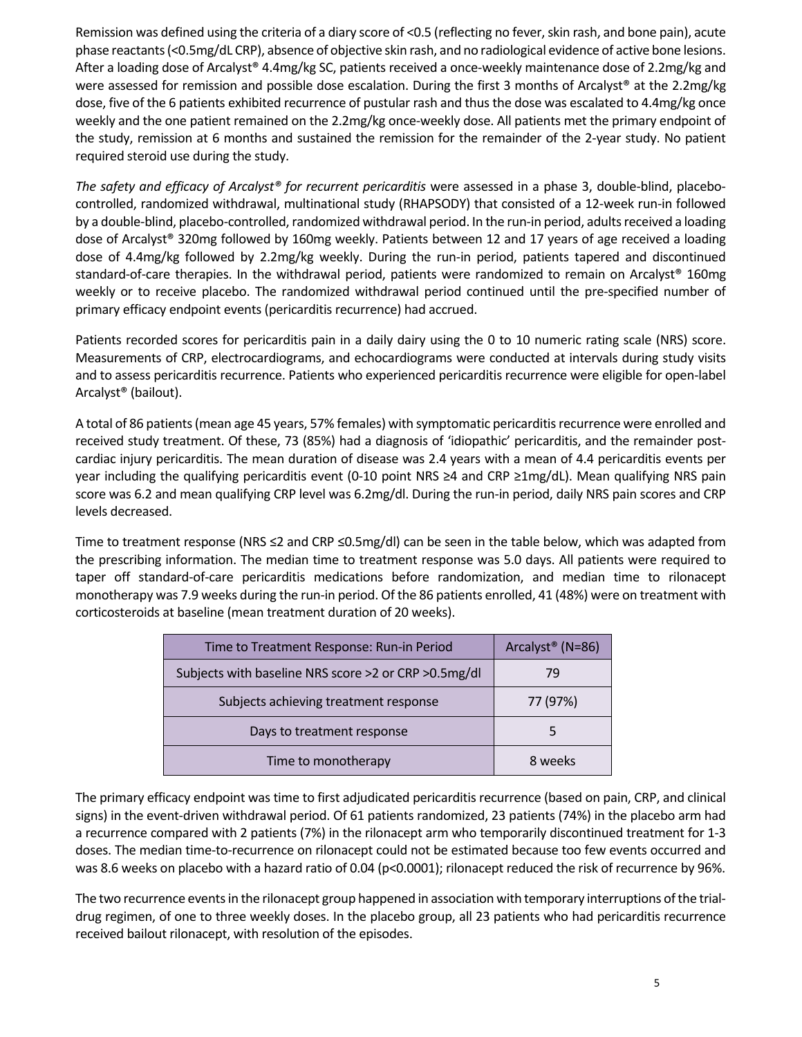Remission was defined using the criteria of a diary score of <0.5 (reflecting no fever, skin rash, and bone pain), acute phase reactants (<0.5mg/dL CRP), absence of objective skin rash, and no radiological evidence of active bone lesions. After a loading dose of Arcalyst® 4.4mg/kg SC, patients received a once-weekly maintenance dose of 2.2mg/kg and were assessed for remission and possible dose escalation. During the first 3 months of Arcalyst® at the 2.2mg/kg dose, five of the 6 patients exhibited recurrence of pustular rash and thus the dose was escalated to 4.4mg/kg once weekly and the one patient remained on the 2.2mg/kg once-weekly dose. All patients met the primary endpoint of the study, remission at 6 months and sustained the remission for the remainder of the 2-year study. No patient required steroid use during the study.

*The safety and efficacy of Arcalyst® for recurrent pericarditis* were assessed in a phase 3, double-blind, placebo-controlled, randomized withdrawal, multinational study (RHAPSODY) that consisted of a 12-week run-in followed by a double-blind, placebo-controlled, randomized withdrawal period. In the run-in period, adults received a loading dose of Arcalyst® 320mg followed by 160mg weekly. Patients between 12 and 17 years of age received a loading dose of 4.4mg/kg followed by 2.2mg/kg weekly. During the run-in period, patients tapered and discontinued standard-of-care therapies. In the withdrawal period, patients were randomized to remain on Arcalyst® 160mg weekly or to receive placebo. The randomized withdrawal period continued until the pre-specified number of primary efficacy endpoint events (pericarditis recurrence) had accrued.

Patients recorded scores for pericarditis pain in a daily dairy using the 0 to 10 numeric rating scale (NRS) score. Measurements of CRP, electrocardiograms, and echocardiograms were conducted at intervals during study visits and to assess pericarditis recurrence. Patients who experienced pericarditis recurrence were eligible for open-label Arcalyst® (bailout).

A total of 86 patients (mean age 45 years, 57% females) with symptomatic pericarditis recurrence were enrolled and received study treatment. Of these, 73 (85%) had a diagnosis of 'idiopathic' pericarditis, and the remainder post-cardiac injury pericarditis. The mean duration of disease was 2.4 years with a mean of 4.4 pericarditis events per year including the qualifying pericarditis event (0-10 point NRS ≥4 and CRP ≥1mg/dL). Mean qualifying NRS pain score was 6.2 and mean qualifying CRP level was 6.2mg/dl. During the run-in period, daily NRS pain scores and CRP levels decreased.

Time to treatment response (NRS ≤2 and CRP ≤0.5mg/dl) can be seen in the table below, which was adapted from the prescribing information. The median time to treatment response was 5.0 days. All patients were required to taper off standard-of-care pericarditis medications before randomization, and median time to rilonacept monotherapy was 7.9 weeks during the run-in period. Of the 86 patients enrolled, 41 (48%) were on treatment with corticosteroids at baseline (mean treatment duration of 20 weeks).

| Time to Treatment Response: Run-in Period | Arcalyst® (N=86) |
|---|---|
| Subjects with baseline NRS score >2 or CRP >0.5mg/dl | 79 |
| Subjects achieving treatment response | 77 (97%) |
| Days to treatment response | 5 |
| Time to monotherapy | 8 weeks |

The primary efficacy endpoint was time to first adjudicated pericarditis recurrence (based on pain, CRP, and clinical signs) in the event-driven withdrawal period. Of 61 patients randomized, 23 patients (74%) in the placebo arm had a recurrence compared with 2 patients (7%) in the rilonacept arm who temporarily discontinued treatment for 1-3 doses. The median time-to-recurrence on rilonacept could not be estimated because too few events occurred and was 8.6 weeks on placebo with a hazard ratio of 0.04 ($p<0.0001$); rilonacept reduced the risk of recurrence by 96%.

The two recurrence events in the rilonacept group happened in association with temporary interruptions of the trial-drug regimen, of one to three weekly doses. In the placebo group, all 23 patients who had pericarditis recurrence received bailout rilonacept, with resolution of the episodes.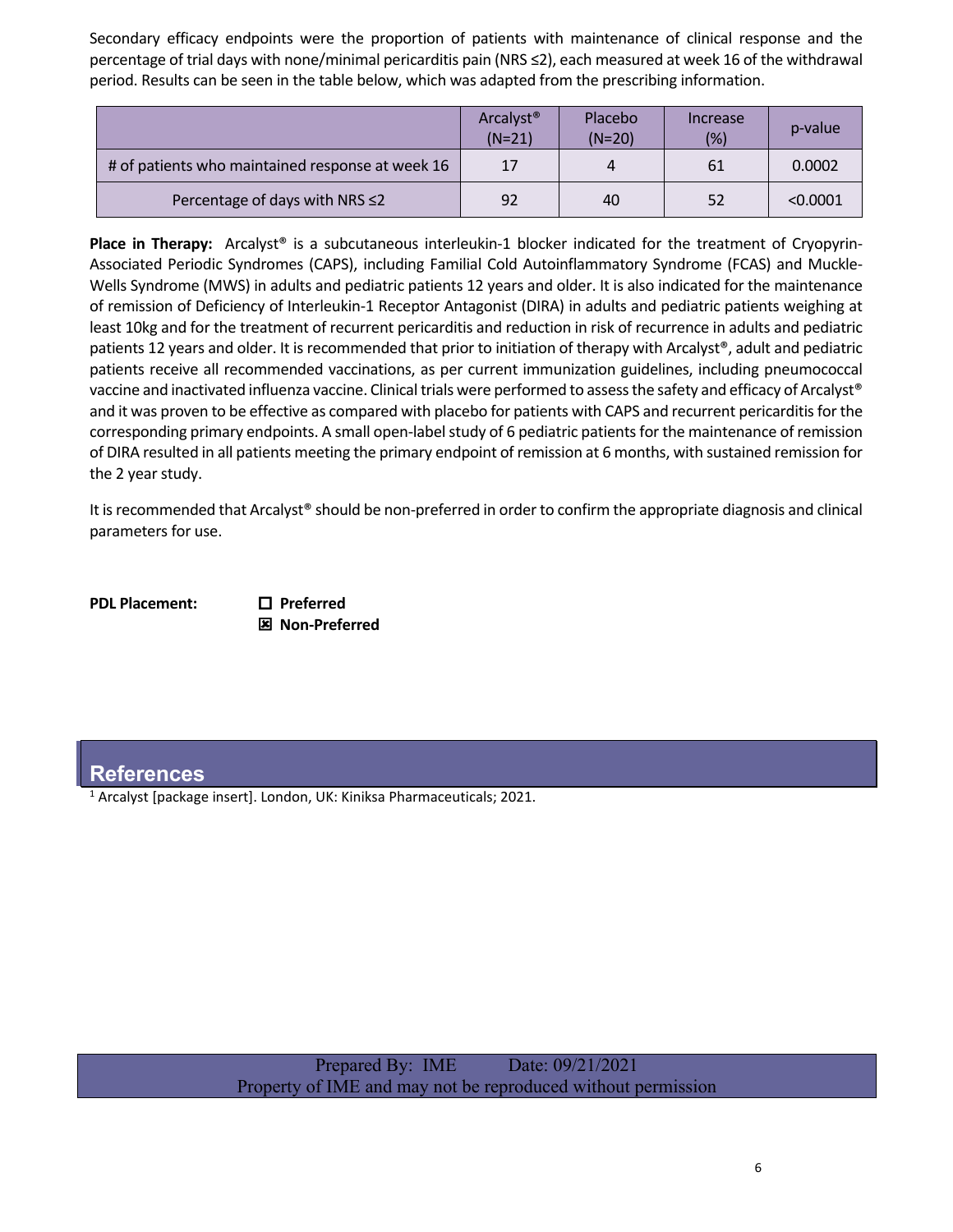Secondary efficacy endpoints were the proportion of patients with maintenance of clinical response and the percentage of trial days with none/minimal pericarditis pain (NRS ≤2), each measured at week 16 of the withdrawal period. Results can be seen in the table below, which was adapted from the prescribing information.

| | Arcalyst® (N=21) | Placebo (N=20) | Increase (%) | p-value |
|---|---|---|---|---|
| # of patients who maintained response at week 16 | 17 | 4 | 61 | 0.0002 |
| Percentage of days with NRS ≤2 | 92 | 40 | 52 | <0.0001 |

**Place in Therapy:** Arcalyst® is a subcutaneous interleukin-1 blocker indicated for the treatment of Cryopyrin-Associated Periodic Syndromes (CAPS), including Familial Cold Autoinflammatory Syndrome (FCAS) and Muckle-Wells Syndrome (MWS) in adults and pediatric patients 12 years and older. It is also indicated for the maintenance of remission of Deficiency of Interleukin-1 Receptor Antagonist (DIRA) in adults and pediatric patients weighing at least 10kg and for the treatment of recurrent pericarditis and reduction in risk of recurrence in adults and pediatric patients 12 years and older. It is recommended that prior to initiation of therapy with Arcalyst®, adult and pediatric patients receive all recommended vaccinations, as per current immunization guidelines, including pneumococcal vaccine and inactivated influenza vaccine. Clinical trials were performed to assess the safety and efficacy of Arcalyst® and it was proven to be effective as compared with placebo for patients with CAPS and recurrent pericarditis for the corresponding primary endpoints. A small open-label study of 6 pediatric patients for the maintenance of remission of DIRA resulted in all patients meeting the primary endpoint of remission at 6 months, with sustained remission for the 2 year study.

It is recommended that Arcalyst® should be non-preferred in order to confirm the appropriate diagnosis and clinical parameters for use.

**PDL Placement:** ☐ **Preferred**
☒ **Non-Preferred**

## References

[1] Arcalyst [package insert]. London, UK: Kiniksa Pharmaceuticals; 2021.

Prepared By: IME Date: 09/21/2021
Property of IME and may not be reproduced without permission